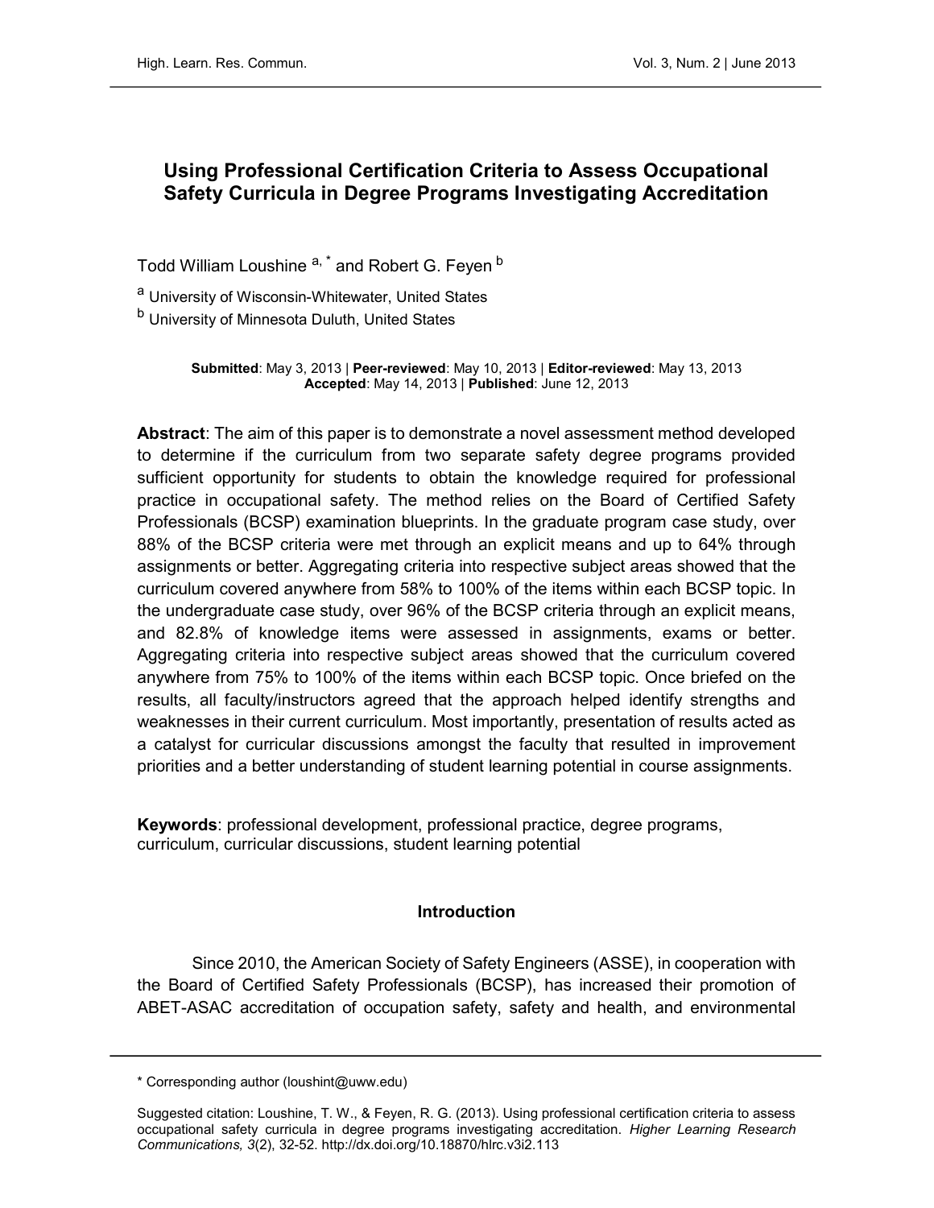# Using Professional Certification Criteria to Assess Occupational Safety Curricula in Degree Programs Investigating Accreditation

Todd William Loushine [a, *] and Robert G. Feyen [b]

[a] University of Wisconsin-Whitewater, United States

[b] University of Minnesota Duluth, United States

**Submitted**: May 3, 2013 | **Peer-reviewed**: May 10, 2013 | **Editor-reviewed**: May 13, 2013
**Accepted**: May 14, 2013 | **Published**: June 12, 2013

**Abstract**: The aim of this paper is to demonstrate a novel assessment method developed to determine if the curriculum from two separate safety degree programs provided sufficient opportunity for students to obtain the knowledge required for professional practice in occupational safety. The method relies on the Board of Certified Safety Professionals (BCSP) examination blueprints. In the graduate program case study, over 88% of the BCSP criteria were met through an explicit means and up to 64% through assignments or better. Aggregating criteria into respective subject areas showed that the curriculum covered anywhere from 58% to 100% of the items within each BCSP topic. In the undergraduate case study, over 96% of the BCSP criteria through an explicit means, and 82.8% of knowledge items were assessed in assignments, exams or better. Aggregating criteria into respective subject areas showed that the curriculum covered anywhere from 75% to 100% of the items within each BCSP topic. Once briefed on the results, all faculty/instructors agreed that the approach helped identify strengths and weaknesses in their current curriculum. Most importantly, presentation of results acted as a catalyst for curricular discussions amongst the faculty that resulted in improvement priorities and a better understanding of student learning potential in course assignments.

**Keywords**: professional development, professional practice, degree programs, curriculum, curricular discussions, student learning potential

## Introduction

Since 2010, the American Society of Safety Engineers (ASSE), in cooperation with the Board of Certified Safety Professionals (BCSP), has increased their promotion of ABET-ASAC accreditation of occupation safety, safety and health, and environmental

---

\* Corresponding author (loushint@uww.edu)

Suggested citation: Loushine, T. W., & Feyen, R. G. (2013). Using professional certification criteria to assess occupational safety curricula in degree programs investigating accreditation. *Higher Learning Research Communications, 3*(2), 32-52. http://dx.doi.org/10.18870/hlrc.v3i2.113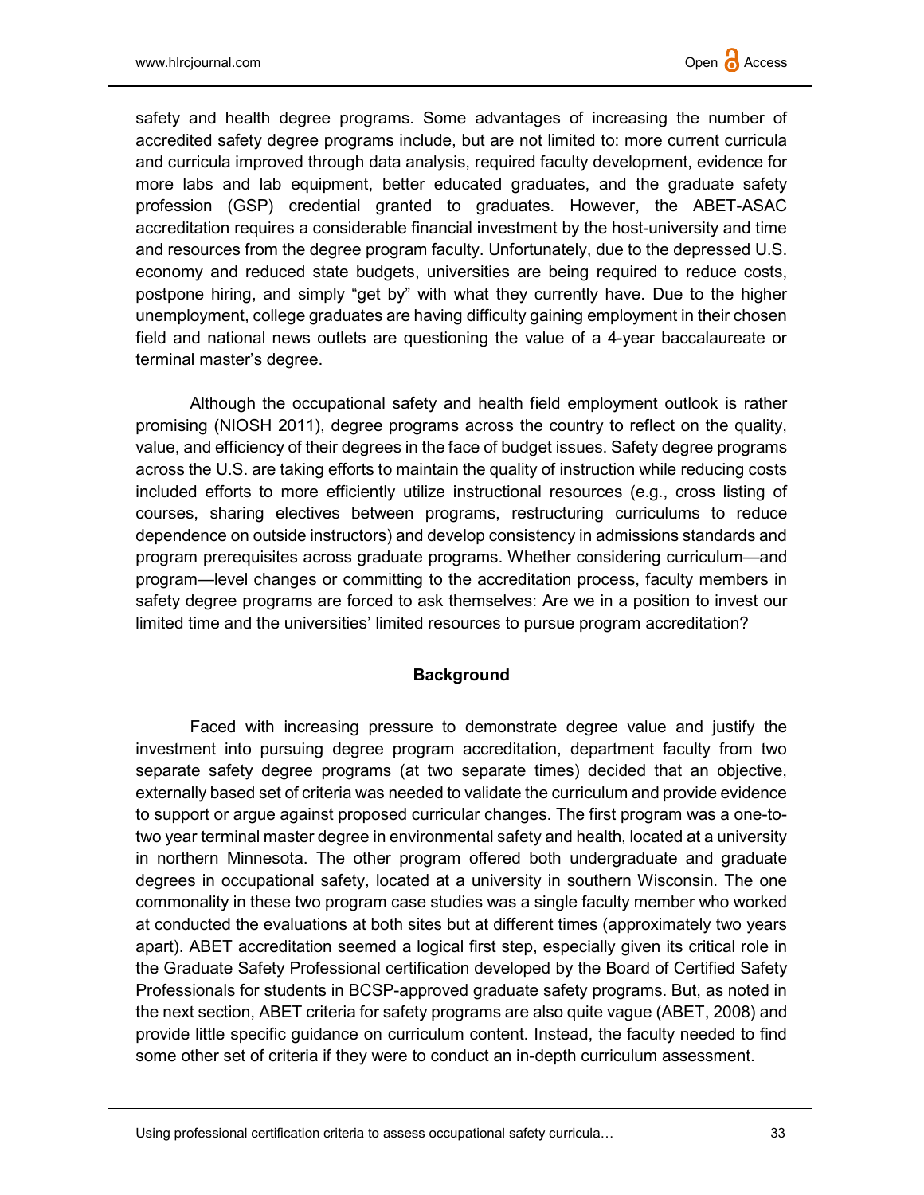safety and health degree programs. Some advantages of increasing the number of accredited safety degree programs include, but are not limited to: more current curricula and curricula improved through data analysis, required faculty development, evidence for more labs and lab equipment, better educated graduates, and the graduate safety profession (GSP) credential granted to graduates. However, the ABET-ASAC accreditation requires a considerable financial investment by the host-university and time and resources from the degree program faculty. Unfortunately, due to the depressed U.S. economy and reduced state budgets, universities are being required to reduce costs, postpone hiring, and simply "get by" with what they currently have. Due to the higher unemployment, college graduates are having difficulty gaining employment in their chosen field and national news outlets are questioning the value of a 4-year baccalaureate or terminal master's degree.

Although the occupational safety and health field employment outlook is rather promising (NIOSH 2011), degree programs across the country to reflect on the quality, value, and efficiency of their degrees in the face of budget issues. Safety degree programs across the U.S. are taking efforts to maintain the quality of instruction while reducing costs included efforts to more efficiently utilize instructional resources (e.g., cross listing of courses, sharing electives between programs, restructuring curriculums to reduce dependence on outside instructors) and develop consistency in admissions standards and program prerequisites across graduate programs. Whether considering curriculum—and program—level changes or committing to the accreditation process, faculty members in safety degree programs are forced to ask themselves: Are we in a position to invest our limited time and the universities' limited resources to pursue program accreditation?

## Background

Faced with increasing pressure to demonstrate degree value and justify the investment into pursuing degree program accreditation, department faculty from two separate safety degree programs (at two separate times) decided that an objective, externally based set of criteria was needed to validate the curriculum and provide evidence to support or argue against proposed curricular changes. The first program was a one-to-two year terminal master degree in environmental safety and health, located at a university in northern Minnesota. The other program offered both undergraduate and graduate degrees in occupational safety, located at a university in southern Wisconsin. The one commonality in these two program case studies was a single faculty member who worked at conducted the evaluations at both sites but at different times (approximately two years apart). ABET accreditation seemed a logical first step, especially given its critical role in the Graduate Safety Professional certification developed by the Board of Certified Safety Professionals for students in BCSP-approved graduate safety programs. But, as noted in the next section, ABET criteria for safety programs are also quite vague (ABET, 2008) and provide little specific guidance on curriculum content. Instead, the faculty needed to find some other set of criteria if they were to conduct an in-depth curriculum assessment.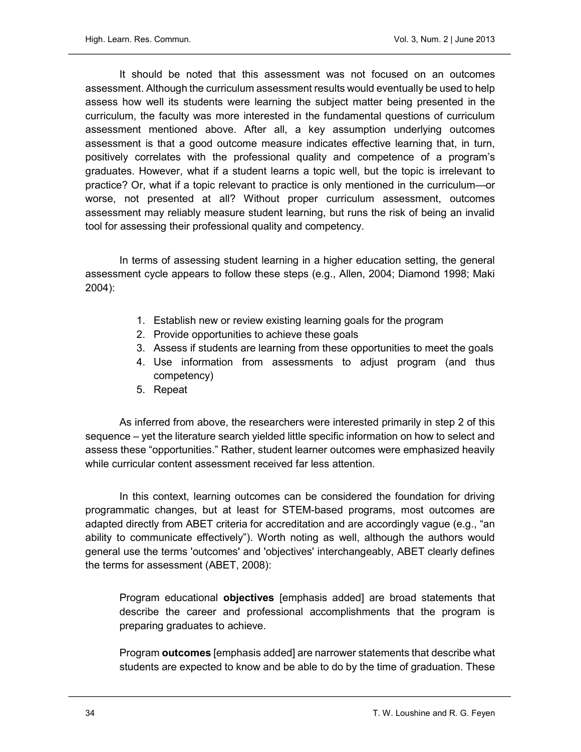It should be noted that this assessment was not focused on an outcomes assessment. Although the curriculum assessment results would eventually be used to help assess how well its students were learning the subject matter being presented in the curriculum, the faculty was more interested in the fundamental questions of curriculum assessment mentioned above. After all, a key assumption underlying outcomes assessment is that a good outcome measure indicates effective learning that, in turn, positively correlates with the professional quality and competence of a program's graduates. However, what if a student learns a topic well, but the topic is irrelevant to practice? Or, what if a topic relevant to practice is only mentioned in the curriculum—or worse, not presented at all? Without proper curriculum assessment, outcomes assessment may reliably measure student learning, but runs the risk of being an invalid tool for assessing their professional quality and competency.

In terms of assessing student learning in a higher education setting, the general assessment cycle appears to follow these steps (e.g., Allen, 2004; Diamond 1998; Maki 2004):

1. Establish new or review existing learning goals for the program
2. Provide opportunities to achieve these goals
3. Assess if students are learning from these opportunities to meet the goals
4. Use information from assessments to adjust program (and thus competency)
5. Repeat

As inferred from above, the researchers were interested primarily in step 2 of this sequence – yet the literature search yielded little specific information on how to select and assess these "opportunities." Rather, student learner outcomes were emphasized heavily while curricular content assessment received far less attention.

In this context, learning outcomes can be considered the foundation for driving programmatic changes, but at least for STEM-based programs, most outcomes are adapted directly from ABET criteria for accreditation and are accordingly vague (e.g., "an ability to communicate effectively"). Worth noting as well, although the authors would general use the terms 'outcomes' and 'objectives' interchangeably, ABET clearly defines the terms for assessment (ABET, 2008):

> Program educational **objectives** [emphasis added] are broad statements that describe the career and professional accomplishments that the program is preparing graduates to achieve.
>
> Program **outcomes** [emphasis added] are narrower statements that describe what students are expected to know and be able to do by the time of graduation. These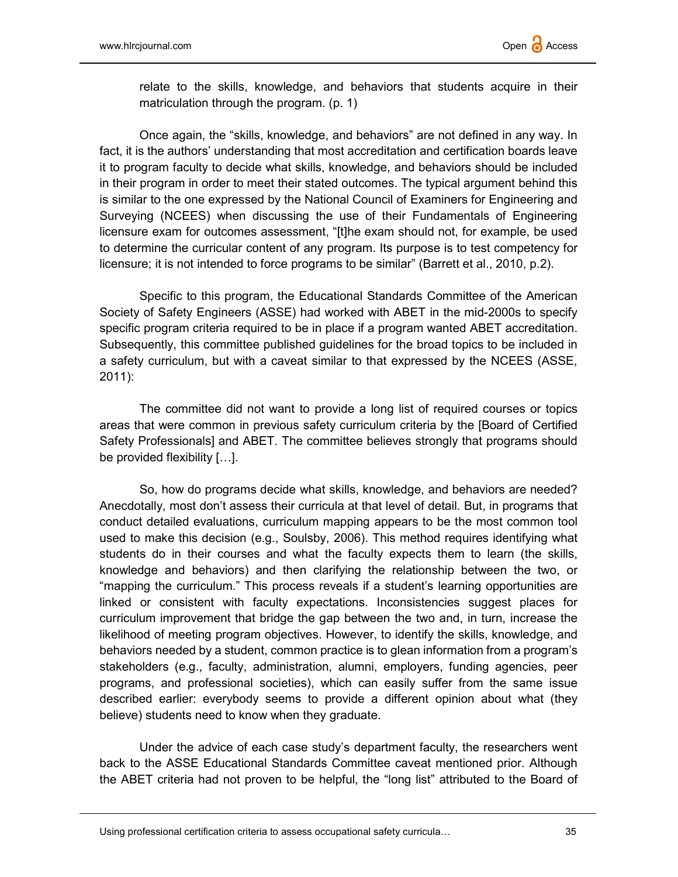> relate to the skills, knowledge, and behaviors that students acquire in their matriculation through the program. (p. 1)

Once again, the "skills, knowledge, and behaviors" are not defined in any way. In fact, it is the authors' understanding that most accreditation and certification boards leave it to program faculty to decide what skills, knowledge, and behaviors should be included in their program in order to meet their stated outcomes. The typical argument behind this is similar to the one expressed by the National Council of Examiners for Engineering and Surveying (NCEES) when discussing the use of their Fundamentals of Engineering licensure exam for outcomes assessment, "[t]he exam should not, for example, be used to determine the curricular content of any program. Its purpose is to test competency for licensure; it is not intended to force programs to be similar" (Barrett et al., 2010, p.2).

Specific to this program, the Educational Standards Committee of the American Society of Safety Engineers (ASSE) had worked with ABET in the mid-2000s to specify specific program criteria required to be in place if a program wanted ABET accreditation. Subsequently, this committee published guidelines for the broad topics to be included in a safety curriculum, but with a caveat similar to that expressed by the NCEES (ASSE, 2011):

> The committee did not want to provide a long list of required courses or topics areas that were common in previous safety curriculum criteria by the [Board of Certified Safety Professionals] and ABET. The committee believes strongly that programs should be provided flexibility […].

So, how do programs decide what skills, knowledge, and behaviors are needed? Anecdotally, most don't assess their curricula at that level of detail. But, in programs that conduct detailed evaluations, curriculum mapping appears to be the most common tool used to make this decision (e.g., Soulsby, 2006). This method requires identifying what students do in their courses and what the faculty expects them to learn (the skills, knowledge and behaviors) and then clarifying the relationship between the two, or "mapping the curriculum." This process reveals if a student's learning opportunities are linked or consistent with faculty expectations. Inconsistencies suggest places for curriculum improvement that bridge the gap between the two and, in turn, increase the likelihood of meeting program objectives. However, to identify the skills, knowledge, and behaviors needed by a student, common practice is to glean information from a program's stakeholders (e.g., faculty, administration, alumni, employers, funding agencies, peer programs, and professional societies), which can easily suffer from the same issue described earlier: everybody seems to provide a different opinion about what (they believe) students need to know when they graduate.

Under the advice of each case study's department faculty, the researchers went back to the ASSE Educational Standards Committee caveat mentioned prior. Although the ABET criteria had not proven to be helpful, the "long list" attributed to the Board of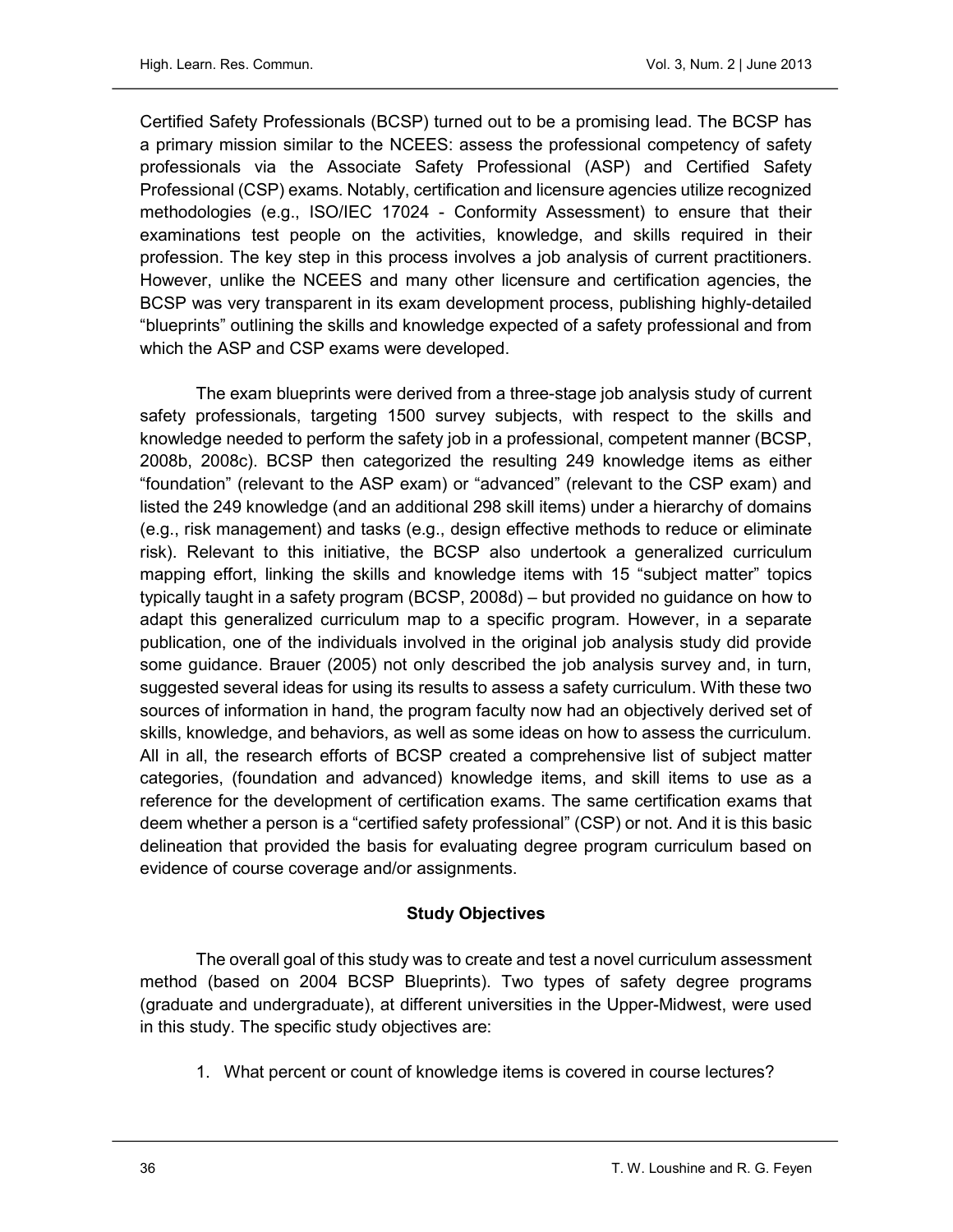Certified Safety Professionals (BCSP) turned out to be a promising lead. The BCSP has a primary mission similar to the NCEES: assess the professional competency of safety professionals via the Associate Safety Professional (ASP) and Certified Safety Professional (CSP) exams. Notably, certification and licensure agencies utilize recognized methodologies (e.g., ISO/IEC 17024 - Conformity Assessment) to ensure that their examinations test people on the activities, knowledge, and skills required in their profession. The key step in this process involves a job analysis of current practitioners. However, unlike the NCEES and many other licensure and certification agencies, the BCSP was very transparent in its exam development process, publishing highly-detailed "blueprints" outlining the skills and knowledge expected of a safety professional and from which the ASP and CSP exams were developed.

The exam blueprints were derived from a three-stage job analysis study of current safety professionals, targeting 1500 survey subjects, with respect to the skills and knowledge needed to perform the safety job in a professional, competent manner (BCSP, 2008b, 2008c). BCSP then categorized the resulting 249 knowledge items as either "foundation" (relevant to the ASP exam) or "advanced" (relevant to the CSP exam) and listed the 249 knowledge (and an additional 298 skill items) under a hierarchy of domains (e.g., risk management) and tasks (e.g., design effective methods to reduce or eliminate risk). Relevant to this initiative, the BCSP also undertook a generalized curriculum mapping effort, linking the skills and knowledge items with 15 "subject matter" topics typically taught in a safety program (BCSP, 2008d) – but provided no guidance on how to adapt this generalized curriculum map to a specific program. However, in a separate publication, one of the individuals involved in the original job analysis study did provide some guidance. Brauer (2005) not only described the job analysis survey and, in turn, suggested several ideas for using its results to assess a safety curriculum. With these two sources of information in hand, the program faculty now had an objectively derived set of skills, knowledge, and behaviors, as well as some ideas on how to assess the curriculum. All in all, the research efforts of BCSP created a comprehensive list of subject matter categories, (foundation and advanced) knowledge items, and skill items to use as a reference for the development of certification exams. The same certification exams that deem whether a person is a "certified safety professional" (CSP) or not. And it is this basic delineation that provided the basis for evaluating degree program curriculum based on evidence of course coverage and/or assignments.

## Study Objectives

The overall goal of this study was to create and test a novel curriculum assessment method (based on 2004 BCSP Blueprints). Two types of safety degree programs (graduate and undergraduate), at different universities in the Upper-Midwest, were used in this study. The specific study objectives are:

1. What percent or count of knowledge items is covered in course lectures?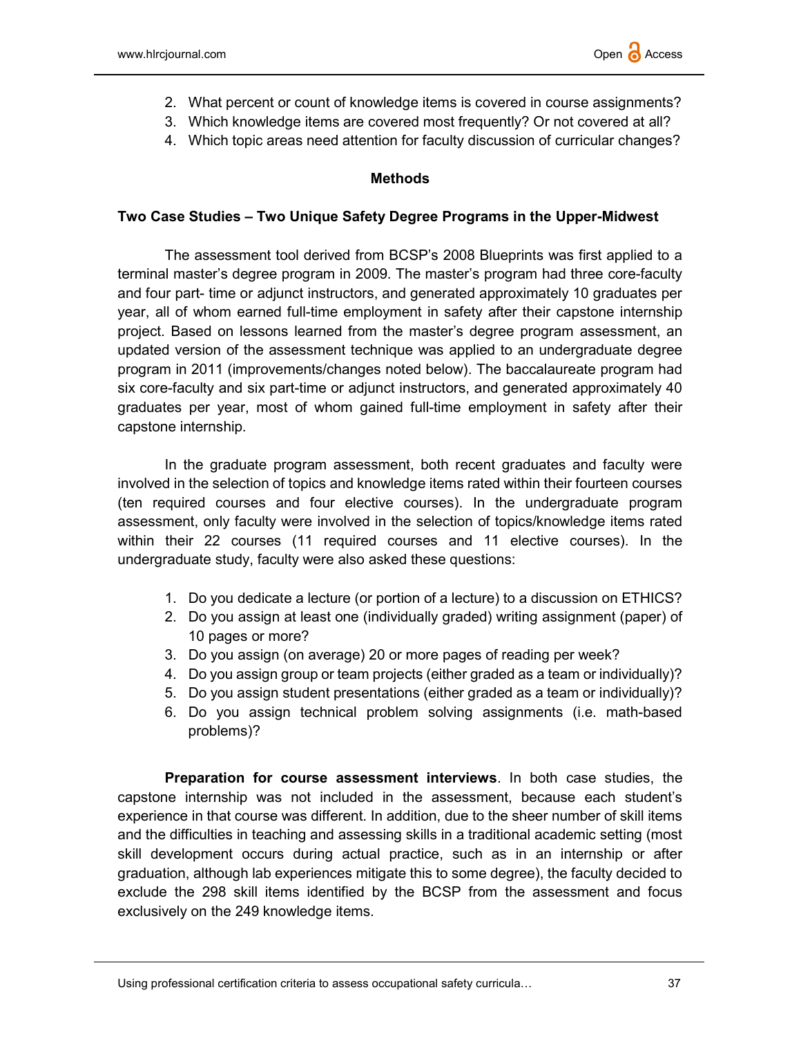2. What percent or count of knowledge items is covered in course assignments?
3. Which knowledge items are covered most frequently? Or not covered at all?
4. Which topic areas need attention for faculty discussion of curricular changes?

## Methods

### Two Case Studies – Two Unique Safety Degree Programs in the Upper-Midwest

The assessment tool derived from BCSP's 2008 Blueprints was first applied to a terminal master's degree program in 2009. The master's program had three core-faculty and four part- time or adjunct instructors, and generated approximately 10 graduates per year, all of whom earned full-time employment in safety after their capstone internship project. Based on lessons learned from the master's degree program assessment, an updated version of the assessment technique was applied to an undergraduate degree program in 2011 (improvements/changes noted below). The baccalaureate program had six core-faculty and six part-time or adjunct instructors, and generated approximately 40 graduates per year, most of whom gained full-time employment in safety after their capstone internship.

In the graduate program assessment, both recent graduates and faculty were involved in the selection of topics and knowledge items rated within their fourteen courses (ten required courses and four elective courses). In the undergraduate program assessment, only faculty were involved in the selection of topics/knowledge items rated within their 22 courses (11 required courses and 11 elective courses). In the undergraduate study, faculty were also asked these questions:

1. Do you dedicate a lecture (or portion of a lecture) to a discussion on ETHICS?
2. Do you assign at least one (individually graded) writing assignment (paper) of 10 pages or more?
3. Do you assign (on average) 20 or more pages of reading per week?
4. Do you assign group or team projects (either graded as a team or individually)?
5. Do you assign student presentations (either graded as a team or individually)?
6. Do you assign technical problem solving assignments (i.e. math-based problems)?

**Preparation for course assessment interviews**. In both case studies, the capstone internship was not included in the assessment, because each student's experience in that course was different. In addition, due to the sheer number of skill items and the difficulties in teaching and assessing skills in a traditional academic setting (most skill development occurs during actual practice, such as in an internship or after graduation, although lab experiences mitigate this to some degree), the faculty decided to exclude the 298 skill items identified by the BCSP from the assessment and focus exclusively on the 249 knowledge items.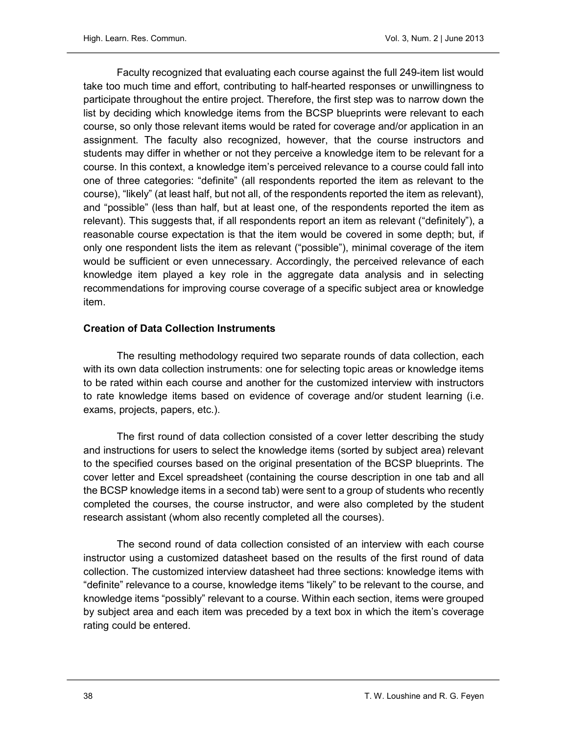Faculty recognized that evaluating each course against the full 249-item list would take too much time and effort, contributing to half-hearted responses or unwillingness to participate throughout the entire project. Therefore, the first step was to narrow down the list by deciding which knowledge items from the BCSP blueprints were relevant to each course, so only those relevant items would be rated for coverage and/or application in an assignment. The faculty also recognized, however, that the course instructors and students may differ in whether or not they perceive a knowledge item to be relevant for a course. In this context, a knowledge item's perceived relevance to a course could fall into one of three categories: "definite" (all respondents reported the item as relevant to the course), "likely" (at least half, but not all, of the respondents reported the item as relevant), and "possible" (less than half, but at least one, of the respondents reported the item as relevant). This suggests that, if all respondents report an item as relevant ("definitely"), a reasonable course expectation is that the item would be covered in some depth; but, if only one respondent lists the item as relevant ("possible"), minimal coverage of the item would be sufficient or even unnecessary. Accordingly, the perceived relevance of each knowledge item played a key role in the aggregate data analysis and in selecting recommendations for improving course coverage of a specific subject area or knowledge item.

### Creation of Data Collection Instruments

The resulting methodology required two separate rounds of data collection, each with its own data collection instruments: one for selecting topic areas or knowledge items to be rated within each course and another for the customized interview with instructors to rate knowledge items based on evidence of coverage and/or student learning (i.e. exams, projects, papers, etc.).

The first round of data collection consisted of a cover letter describing the study and instructions for users to select the knowledge items (sorted by subject area) relevant to the specified courses based on the original presentation of the BCSP blueprints. The cover letter and Excel spreadsheet (containing the course description in one tab and all the BCSP knowledge items in a second tab) were sent to a group of students who recently completed the courses, the course instructor, and were also completed by the student research assistant (whom also recently completed all the courses).

The second round of data collection consisted of an interview with each course instructor using a customized datasheet based on the results of the first round of data collection. The customized interview datasheet had three sections: knowledge items with "definite" relevance to a course, knowledge items "likely" to be relevant to the course, and knowledge items "possibly" relevant to a course. Within each section, items were grouped by subject area and each item was preceded by a text box in which the item's coverage rating could be entered.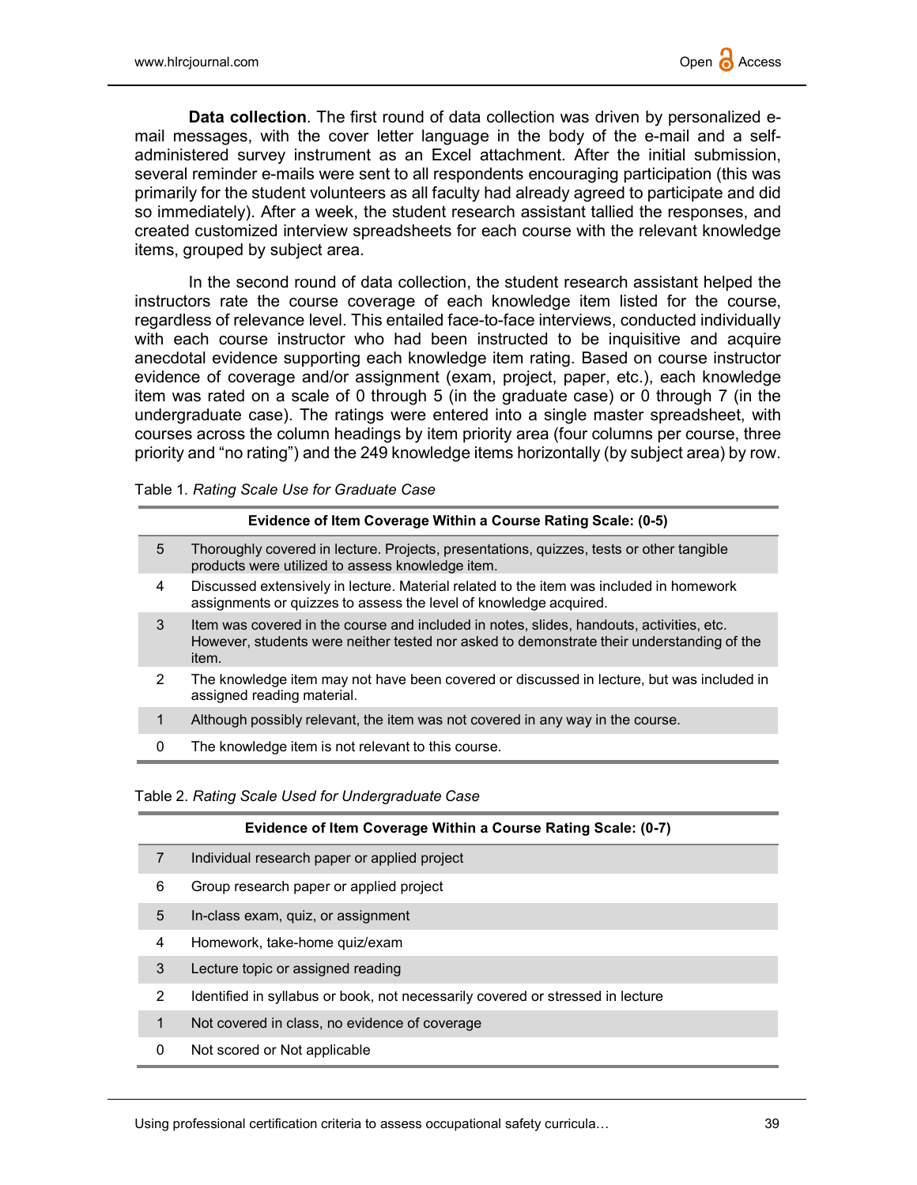**Data collection**. The first round of data collection was driven by personalized e-mail messages, with the cover letter language in the body of the e-mail and a self-administered survey instrument as an Excel attachment. After the initial submission, several reminder e-mails were sent to all respondents encouraging participation (this was primarily for the student volunteers as all faculty had already agreed to participate and did so immediately). After a week, the student research assistant tallied the responses, and created customized interview spreadsheets for each course with the relevant knowledge items, grouped by subject area.

In the second round of data collection, the student research assistant helped the instructors rate the course coverage of each knowledge item listed for the course, regardless of relevance level. This entailed face-to-face interviews, conducted individually with each course instructor who had been instructed to be inquisitive and acquire anecdotal evidence supporting each knowledge item rating. Based on course instructor evidence of coverage and/or assignment (exam, project, paper, etc.), each knowledge item was rated on a scale of 0 through 5 (in the graduate case) or 0 through 7 (in the undergraduate case). The ratings were entered into a single master spreadsheet, with courses across the column headings by item priority area (four columns per course, three priority and "no rating") and the 249 knowledge items horizontally (by subject area) by row.

Table 1. *Rating Scale Use for Graduate Case*

| Evidence of Item Coverage Within a Course Rating Scale: (0-5) | |
|---|---|
| 5 | Thoroughly covered in lecture. Projects, presentations, quizzes, tests or other tangible products were utilized to assess knowledge item. |
| 4 | Discussed extensively in lecture. Material related to the item was included in homework assignments or quizzes to assess the level of knowledge acquired. |
| 3 | Item was covered in the course and included in notes, slides, handouts, activities, etc. However, students were neither tested nor asked to demonstrate their understanding of the item. |
| 2 | The knowledge item may not have been covered or discussed in lecture, but was included in assigned reading material. |
| 1 | Although possibly relevant, the item was not covered in any way in the course. |
| 0 | The knowledge item is not relevant to this course. |

Table 2. *Rating Scale Used for Undergraduate Case*

| Evidence of Item Coverage Within a Course Rating Scale: (0-7) | |
|---|---|
| 7 | Individual research paper or applied project |
| 6 | Group research paper or applied project |
| 5 | In-class exam, quiz, or assignment |
| 4 | Homework, take-home quiz/exam |
| 3 | Lecture topic or assigned reading |
| 2 | Identified in syllabus or book, not necessarily covered or stressed in lecture |
| 1 | Not covered in class, no evidence of coverage |
| 0 | Not scored or Not applicable |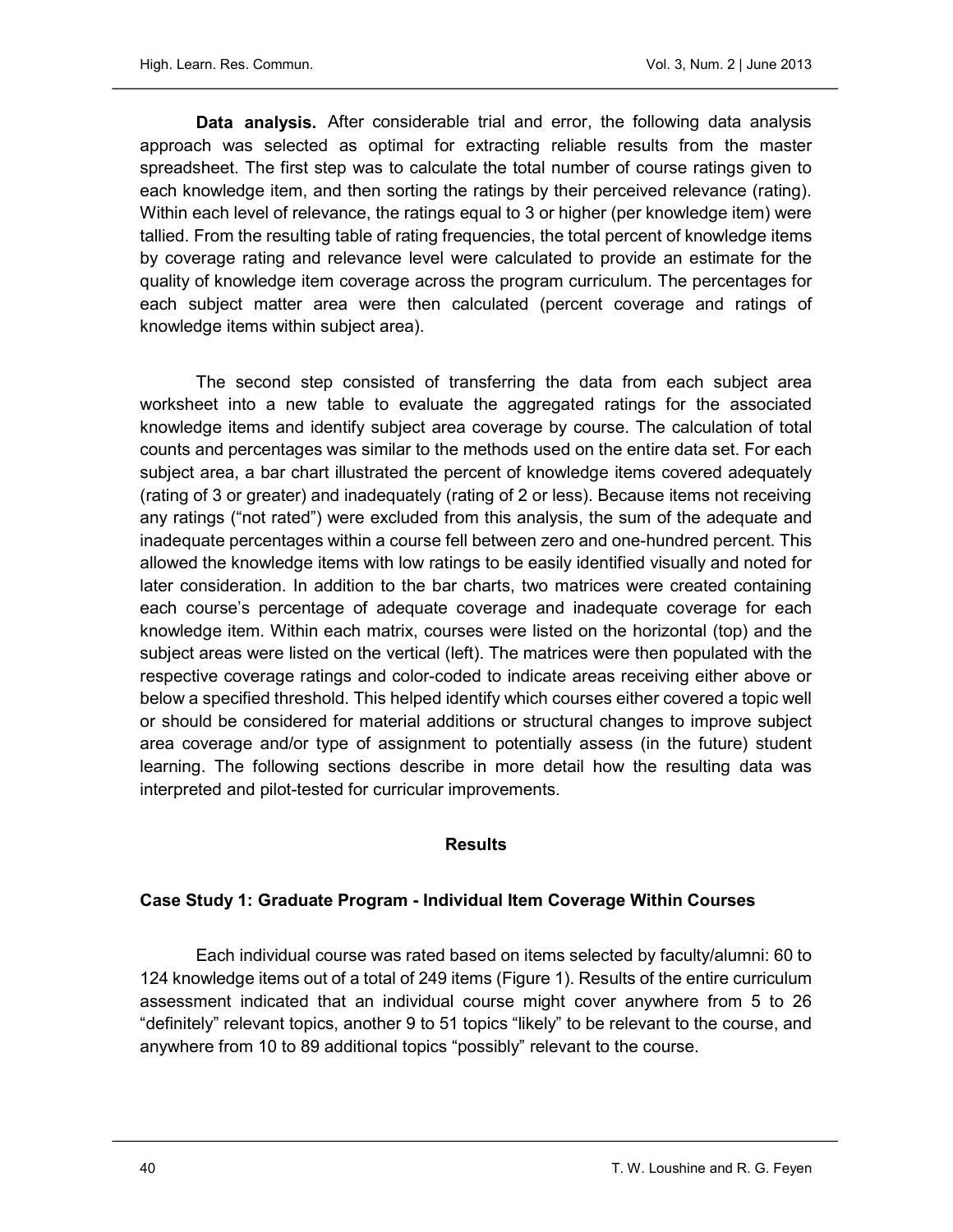**Data analysis.** After considerable trial and error, the following data analysis approach was selected as optimal for extracting reliable results from the master spreadsheet. The first step was to calculate the total number of course ratings given to each knowledge item, and then sorting the ratings by their perceived relevance (rating). Within each level of relevance, the ratings equal to 3 or higher (per knowledge item) were tallied. From the resulting table of rating frequencies, the total percent of knowledge items by coverage rating and relevance level were calculated to provide an estimate for the quality of knowledge item coverage across the program curriculum. The percentages for each subject matter area were then calculated (percent coverage and ratings of knowledge items within subject area).

The second step consisted of transferring the data from each subject area worksheet into a new table to evaluate the aggregated ratings for the associated knowledge items and identify subject area coverage by course. The calculation of total counts and percentages was similar to the methods used on the entire data set. For each subject area, a bar chart illustrated the percent of knowledge items covered adequately (rating of 3 or greater) and inadequately (rating of 2 or less). Because items not receiving any ratings ("not rated") were excluded from this analysis, the sum of the adequate and inadequate percentages within a course fell between zero and one-hundred percent. This allowed the knowledge items with low ratings to be easily identified visually and noted for later consideration. In addition to the bar charts, two matrices were created containing each course's percentage of adequate coverage and inadequate coverage for each knowledge item. Within each matrix, courses were listed on the horizontal (top) and the subject areas were listed on the vertical (left). The matrices were then populated with the respective coverage ratings and color-coded to indicate areas receiving either above or below a specified threshold. This helped identify which courses either covered a topic well or should be considered for material additions or structural changes to improve subject area coverage and/or type of assignment to potentially assess (in the future) student learning. The following sections describe in more detail how the resulting data was interpreted and pilot-tested for curricular improvements.

## Results

### Case Study 1: Graduate Program - Individual Item Coverage Within Courses

Each individual course was rated based on items selected by faculty/alumni: 60 to 124 knowledge items out of a total of 249 items (Figure 1). Results of the entire curriculum assessment indicated that an individual course might cover anywhere from 5 to 26 "definitely" relevant topics, another 9 to 51 topics "likely" to be relevant to the course, and anywhere from 10 to 89 additional topics "possibly" relevant to the course.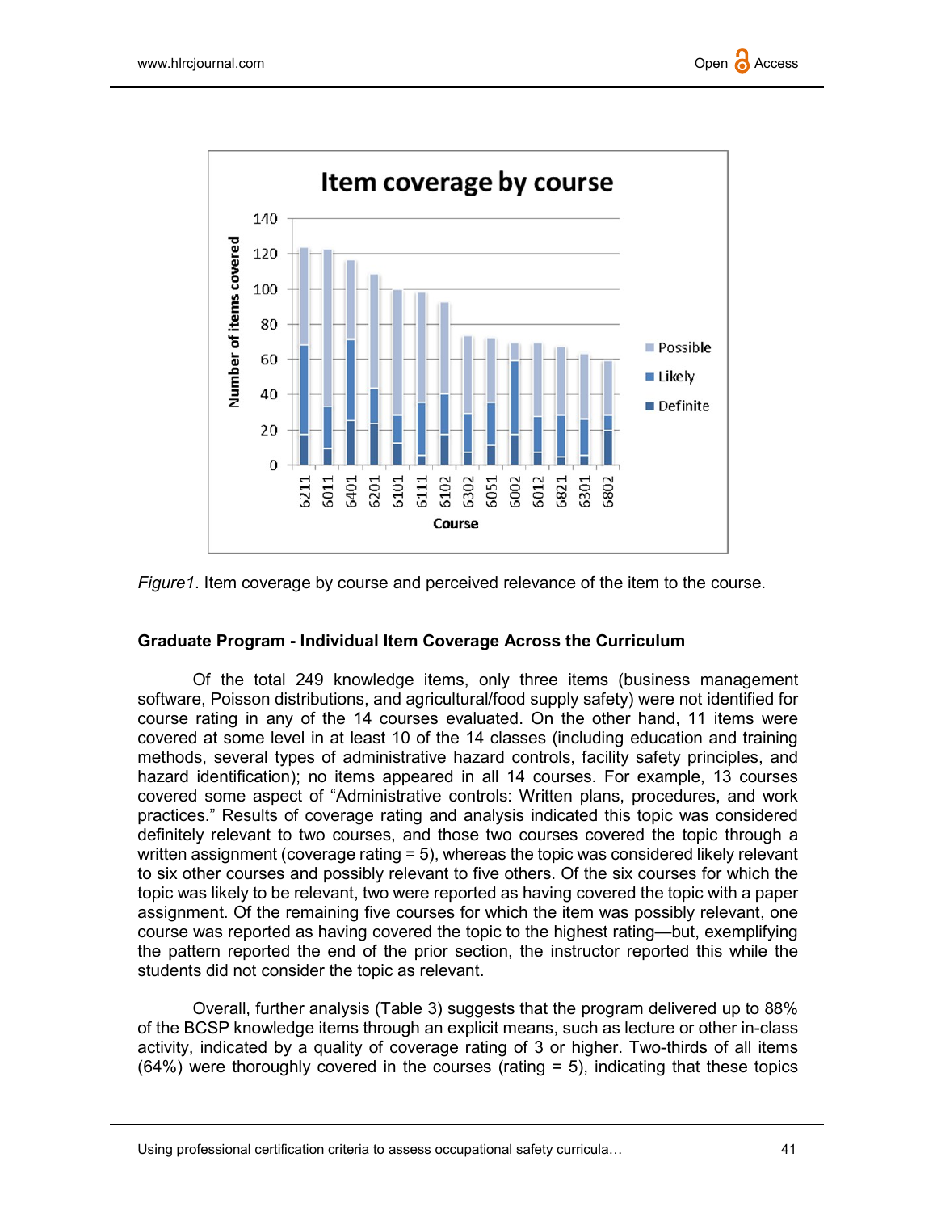Item coverage by course

Number of items covered

140
120
100
80
60
40
20
0

6211 6011 6401 6201 6101 6111 6102 6302 6051 6002 6012 6821 6301 6802

Course

Possible
Likely
Definite

*Figure1*. Item coverage by course and perceived relevance of the item to the course.

**Graduate Program - Individual Item Coverage Across the Curriculum**

Of the total 249 knowledge items, only three items (business management software, Poisson distributions, and agricultural/food supply safety) were not identified for course rating in any of the 14 courses evaluated. On the other hand, 11 items were covered at some level in at least 10 of the 14 classes (including education and training methods, several types of administrative hazard controls, facility safety principles, and hazard identification); no items appeared in all 14 courses. For example, 13 courses covered some aspect of "Administrative controls: Written plans, procedures, and work practices." Results of coverage rating and analysis indicated this topic was considered definitely relevant to two courses, and those two courses covered the topic through a written assignment (coverage rating = 5), whereas the topic was considered likely relevant to six other courses and possibly relevant to five others. Of the six courses for which the topic was likely to be relevant, two were reported as having covered the topic with a paper assignment. Of the remaining five courses for which the item was possibly relevant, one course was reported as having covered the topic to the highest rating—but, exemplifying the pattern reported the end of the prior section, the instructor reported this while the students did not consider the topic as relevant.

Overall, further analysis (Table 3) suggests that the program delivered up to 88% of the BCSP knowledge items through an explicit means, such as lecture or other in-class activity, indicated by a quality of coverage rating of 3 or higher. Two-thirds of all items (64%) were thoroughly covered in the courses (rating = 5), indicating that these topics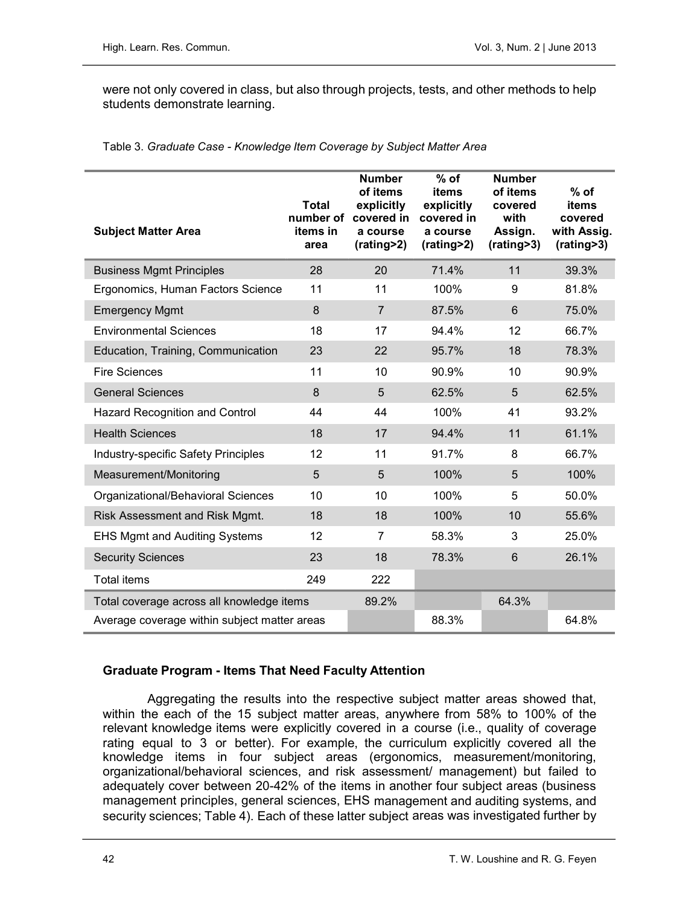were not only covered in class, but also through projects, tests, and other methods to help students demonstrate learning.

Table 3. *Graduate Case - Knowledge Item Coverage by Subject Matter Area*

| Subject Matter Area | Total number of items in area | Number of items explicitly covered in a course (rating>2) | % of items explicitly covered in a course (rating>2) | Number of items covered with Assign. (rating>3) | % of items covered with Assig. (rating>3) |
|---|---|---|---|---|---|
| Business Mgmt Principles | 28 | 20 | 71.4% | 11 | 39.3% |
| Ergonomics, Human Factors Science | 11 | 11 | 100% | 9 | 81.8% |
| Emergency Mgmt | 8 | 7 | 87.5% | 6 | 75.0% |
| Environmental Sciences | 18 | 17 | 94.4% | 12 | 66.7% |
| Education, Training, Communication | 23 | 22 | 95.7% | 18 | 78.3% |
| Fire Sciences | 11 | 10 | 90.9% | 10 | 90.9% |
| General Sciences | 8 | 5 | 62.5% | 5 | 62.5% |
| Hazard Recognition and Control | 44 | 44 | 100% | 41 | 93.2% |
| Health Sciences | 18 | 17 | 94.4% | 11 | 61.1% |
| Industry-specific Safety Principles | 12 | 11 | 91.7% | 8 | 66.7% |
| Measurement/Monitoring | 5 | 5 | 100% | 5 | 100% |
| Organizational/Behavioral Sciences | 10 | 10 | 100% | 5 | 50.0% |
| Risk Assessment and Risk Mgmt. | 18 | 18 | 100% | 10 | 55.6% |
| EHS Mgmt and Auditing Systems | 12 | 7 | 58.3% | 3 | 25.0% |
| Security Sciences | 23 | 18 | 78.3% | 6 | 26.1% |
| Total items | 249 | 222 | | | |
| Total coverage across all knowledge items | | 89.2% | | 64.3% | |
| Average coverage within subject matter areas | | | 88.3% | | 64.8% |

### Graduate Program - Items That Need Faculty Attention

Aggregating the results into the respective subject matter areas showed that, within the each of the 15 subject matter areas, anywhere from 58% to 100% of the relevant knowledge items were explicitly covered in a course (i.e., quality of coverage rating equal to 3 or better). For example, the curriculum explicitly covered all the knowledge items in four subject areas (ergonomics, measurement/monitoring, organizational/behavioral sciences, and risk assessment/ management) but failed to adequately cover between 20-42% of the items in another four subject areas (business management principles, general sciences, EHS management and auditing systems, and security sciences; Table 4). Each of these latter subject areas was investigated further by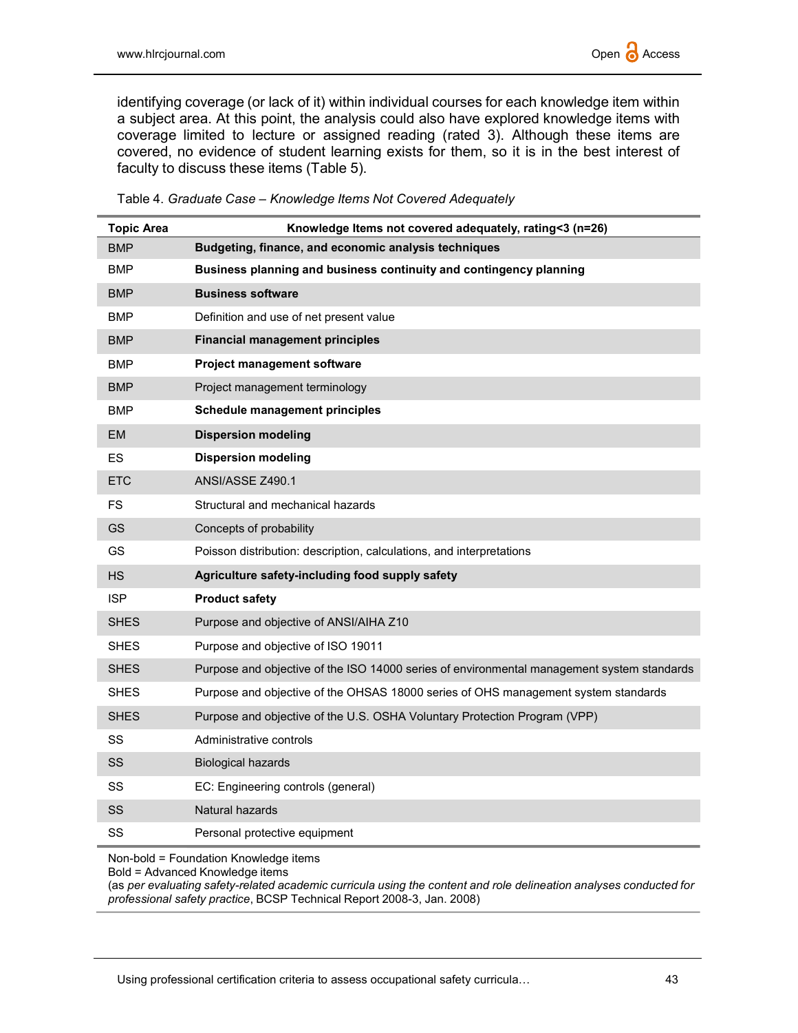identifying coverage (or lack of it) within individual courses for each knowledge item within a subject area. At this point, the analysis could also have explored knowledge items with coverage limited to lecture or assigned reading (rated 3). Although these items are covered, no evidence of student learning exists for them, so it is in the best interest of faculty to discuss these items (Table 5).

Table 4. *Graduate Case – Knowledge Items Not Covered Adequately*

| Topic Area | Knowledge Items not covered adequately, rating<3 (n=26) |
|---|---|
| BMP | **Budgeting, finance, and economic analysis techniques** |
| BMP | **Business planning and business continuity and contingency planning** |
| BMP | **Business software** |
| BMP | Definition and use of net present value |
| BMP | **Financial management principles** |
| BMP | **Project management software** |
| BMP | Project management terminology |
| BMP | **Schedule management principles** |
| EM | **Dispersion modeling** |
| ES | **Dispersion modeling** |
| ETC | ANSI/ASSE Z490.1 |
| FS | Structural and mechanical hazards |
| GS | Concepts of probability |
| GS | Poisson distribution: description, calculations, and interpretations |
| HS | **Agriculture safety-including food supply safety** |
| ISP | **Product safety** |
| SHES | Purpose and objective of ANSI/AIHA Z10 |
| SHES | Purpose and objective of ISO 19011 |
| SHES | Purpose and objective of the ISO 14000 series of environmental management system standards |
| SHES | Purpose and objective of the OHSAS 18000 series of OHS management system standards |
| SHES | Purpose and objective of the U.S. OSHA Voluntary Protection Program (VPP) |
| SS | Administrative controls |
| SS | Biological hazards |
| SS | EC: Engineering controls (general) |
| SS | Natural hazards |
| SS | Personal protective equipment |

Non-bold = Foundation Knowledge items
Bold = Advanced Knowledge items
(as *per evaluating safety-related academic curricula using the content and role delineation analyses conducted for professional safety practice*, BCSP Technical Report 2008-3, Jan. 2008)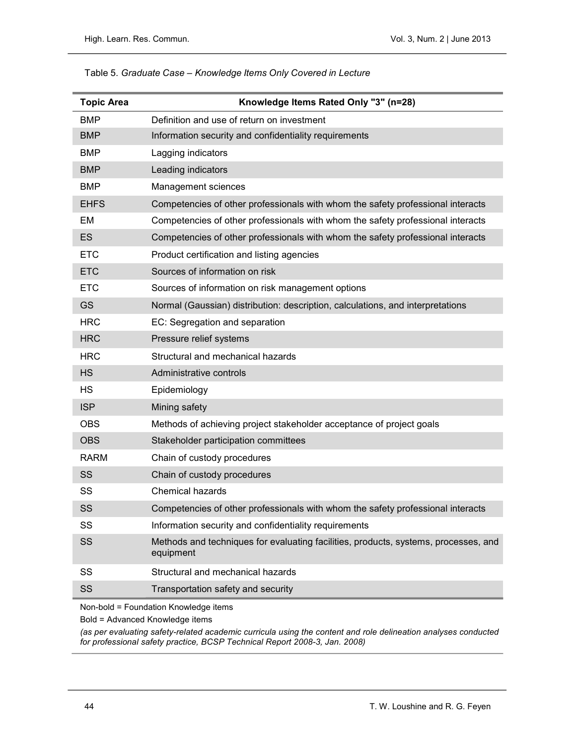Table 5. *Graduate Case – Knowledge Items Only Covered in Lecture*

| Topic Area | Knowledge Items Rated Only "3" (n=28) |
|---|---|
| BMP | Definition and use of return on investment |
| BMP | Information security and confidentiality requirements |
| BMP | Lagging indicators |
| BMP | Leading indicators |
| BMP | Management sciences |
| EHFS | Competencies of other professionals with whom the safety professional interacts |
| EM | Competencies of other professionals with whom the safety professional interacts |
| ES | Competencies of other professionals with whom the safety professional interacts |
| ETC | Product certification and listing agencies |
| ETC | Sources of information on risk |
| ETC | Sources of information on risk management options |
| GS | Normal (Gaussian) distribution: description, calculations, and interpretations |
| HRC | EC: Segregation and separation |
| HRC | Pressure relief systems |
| HRC | Structural and mechanical hazards |
| HS | Administrative controls |
| HS | Epidemiology |
| ISP | Mining safety |
| OBS | Methods of achieving project stakeholder acceptance of project goals |
| OBS | Stakeholder participation committees |
| RARM | Chain of custody procedures |
| SS | Chain of custody procedures |
| SS | Chemical hazards |
| SS | Competencies of other professionals with whom the safety professional interacts |
| SS | Information security and confidentiality requirements |
| SS | Methods and techniques for evaluating facilities, products, systems, processes, and equipment |
| SS | Structural and mechanical hazards |
| SS | Transportation safety and security |

Non-bold = Foundation Knowledge items

Bold = Advanced Knowledge items

*(as per evaluating safety-related academic curricula using the content and role delineation analyses conducted for professional safety practice, BCSP Technical Report 2008-3, Jan. 2008)*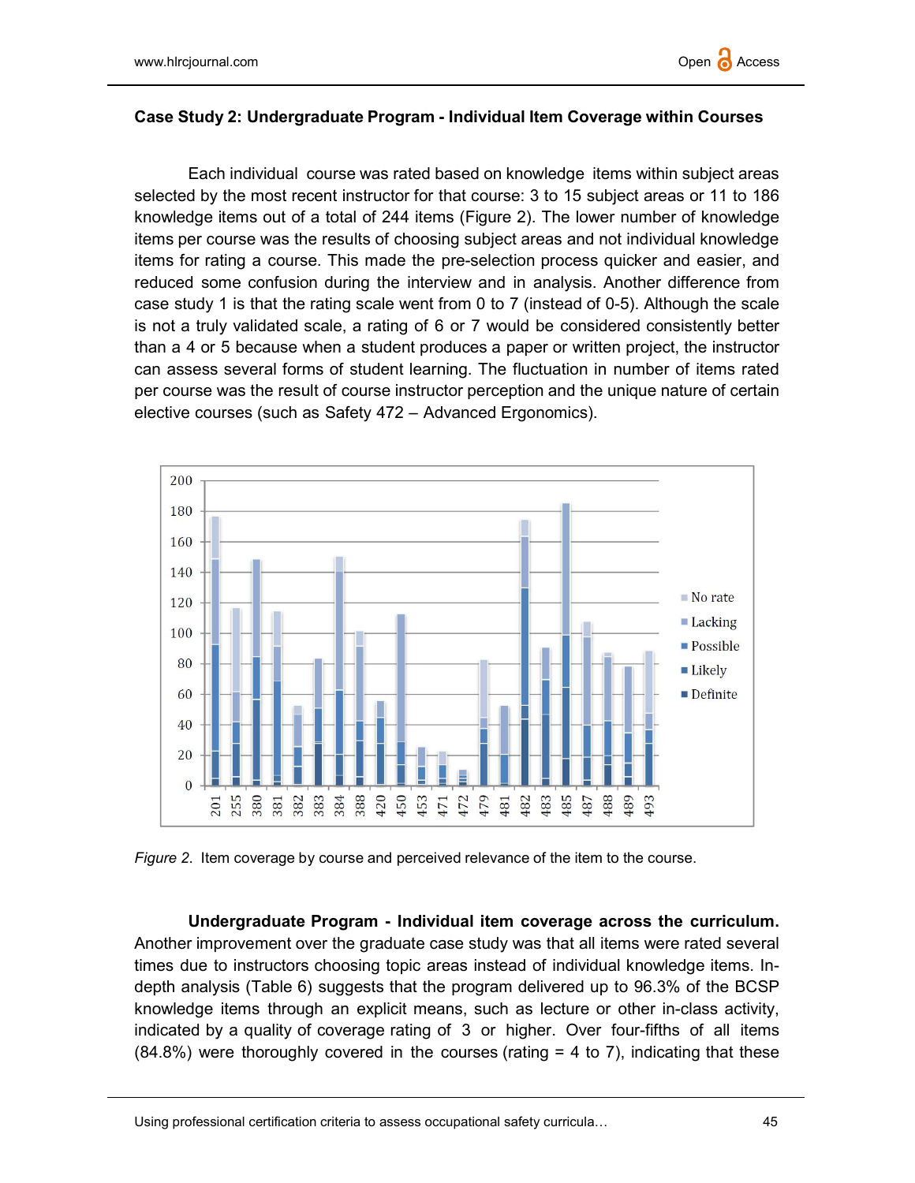**Case Study 2: Undergraduate Program - Individual Item Coverage within Courses**

Each individual course was rated based on knowledge items within subject areas selected by the most recent instructor for that course: 3 to 15 subject areas or 11 to 186 knowledge items out of a total of 244 items (Figure 2). The lower number of knowledge items per course was the results of choosing subject areas and not individual knowledge items for rating a course. This made the pre-selection process quicker and easier, and reduced some confusion during the interview and in analysis. Another difference from case study 1 is that the rating scale went from 0 to 7 (instead of 0-5). Although the scale is not a truly validated scale, a rating of 6 or 7 would be considered consistently better than a 4 or 5 because when a student produces a paper or written project, the instructor can assess several forms of student learning. The fluctuation in number of items rated per course was the result of course instructor perception and the unique nature of certain elective courses (such as Safety 472 – Advanced Ergonomics).

200
180
160
140
120
100
80
60
40
20
0

201 255 380 381 382 383 384 388 420 450 453 471 472 479 481 482 483 485 487 488 489 493

No rate
Lacking
Possible
Likely
Definite

*Figure 2.* Item coverage by course and perceived relevance of the item to the course.

**Undergraduate Program - Individual item coverage across the curriculum.** Another improvement over the graduate case study was that all items were rated several times due to instructors choosing topic areas instead of individual knowledge items. In-depth analysis (Table 6) suggests that the program delivered up to 96.3% of the BCSP knowledge items through an explicit means, such as lecture or other in-class activity, indicated by a quality of coverage rating of 3 or higher. Over four-fifths of all items (84.8%) were thoroughly covered in the courses (rating = 4 to 7), indicating that these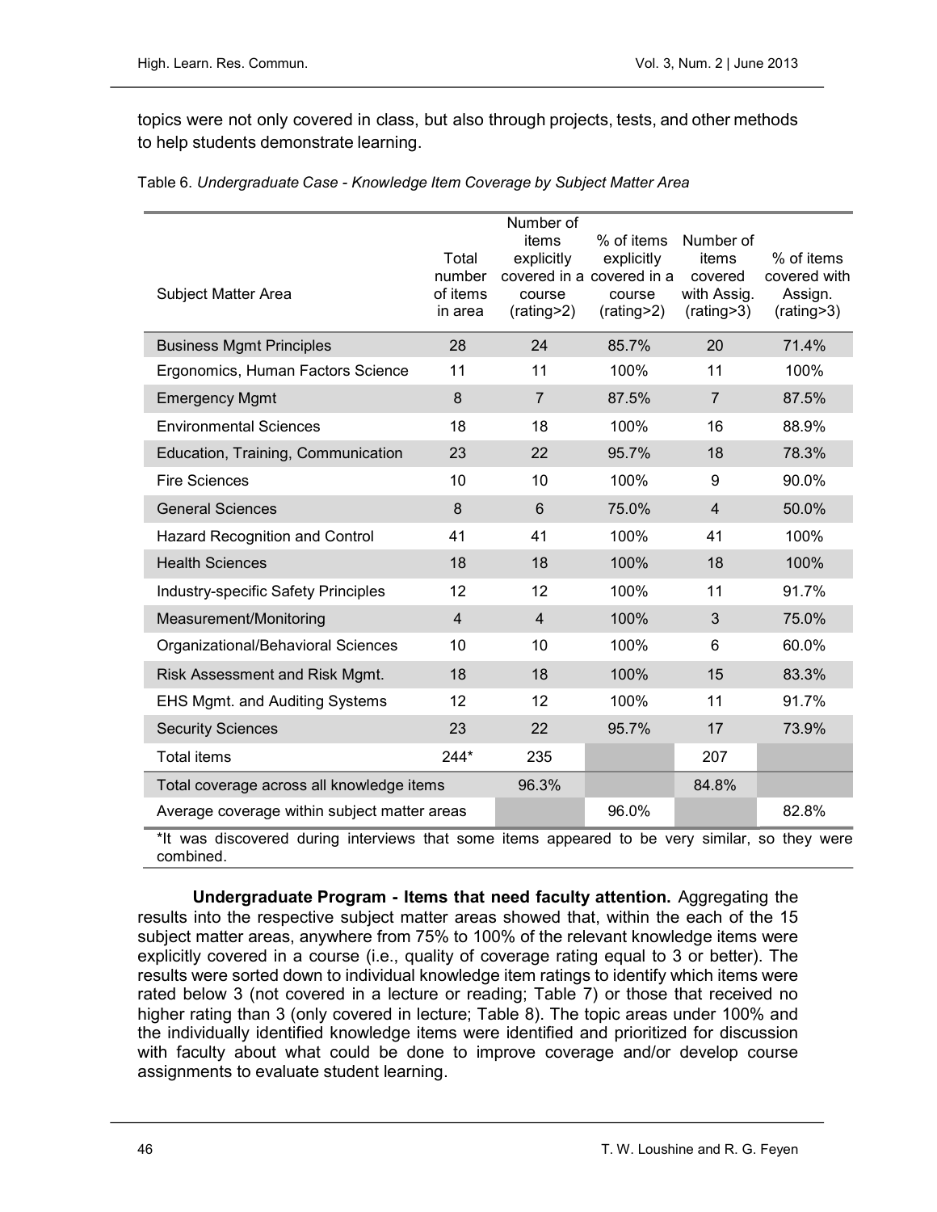topics were not only covered in class, but also through projects, tests, and other methods to help students demonstrate learning.

Table 6. *Undergraduate Case - Knowledge Item Coverage by Subject Matter Area*

| Subject Matter Area | Total number of items in area | Number of items explicitly covered in a course (rating>2) | % of items explicitly covered in a course (rating>2) | Number of items covered with Assig. (rating>3) | % of items covered with Assign. (rating>3) |
|---|---|---|---|---|---|
| Business Mgmt Principles | 28 | 24 | 85.7% | 20 | 71.4% |
| Ergonomics, Human Factors Science | 11 | 11 | 100% | 11 | 100% |
| Emergency Mgmt | 8 | 7 | 87.5% | 7 | 87.5% |
| Environmental Sciences | 18 | 18 | 100% | 16 | 88.9% |
| Education, Training, Communication | 23 | 22 | 95.7% | 18 | 78.3% |
| Fire Sciences | 10 | 10 | 100% | 9 | 90.0% |
| General Sciences | 8 | 6 | 75.0% | 4 | 50.0% |
| Hazard Recognition and Control | 41 | 41 | 100% | 41 | 100% |
| Health Sciences | 18 | 18 | 100% | 18 | 100% |
| Industry-specific Safety Principles | 12 | 12 | 100% | 11 | 91.7% |
| Measurement/Monitoring | 4 | 4 | 100% | 3 | 75.0% |
| Organizational/Behavioral Sciences | 10 | 10 | 100% | 6 | 60.0% |
| Risk Assessment and Risk Mgmt. | 18 | 18 | 100% | 15 | 83.3% |
| EHS Mgmt. and Auditing Systems | 12 | 12 | 100% | 11 | 91.7% |
| Security Sciences | 23 | 22 | 95.7% | 17 | 73.9% |
| Total items | 244* | 235 | | 207 | |
| Total coverage across all knowledge items | | 96.3% | | 84.8% | |
| Average coverage within subject matter areas | | | 96.0% | | 82.8% |

*It was discovered during interviews that some items appeared to be very similar, so they were combined.

**Undergraduate Program - Items that need faculty attention.** Aggregating the results into the respective subject matter areas showed that, within the each of the 15 subject matter areas, anywhere from 75% to 100% of the relevant knowledge items were explicitly covered in a course (i.e., quality of coverage rating equal to 3 or better). The results were sorted down to individual knowledge item ratings to identify which items were rated below 3 (not covered in a lecture or reading; Table 7) or those that received no higher rating than 3 (only covered in lecture; Table 8). The topic areas under 100% and the individually identified knowledge items were identified and prioritized for discussion with faculty about what could be done to improve coverage and/or develop course assignments to evaluate student learning.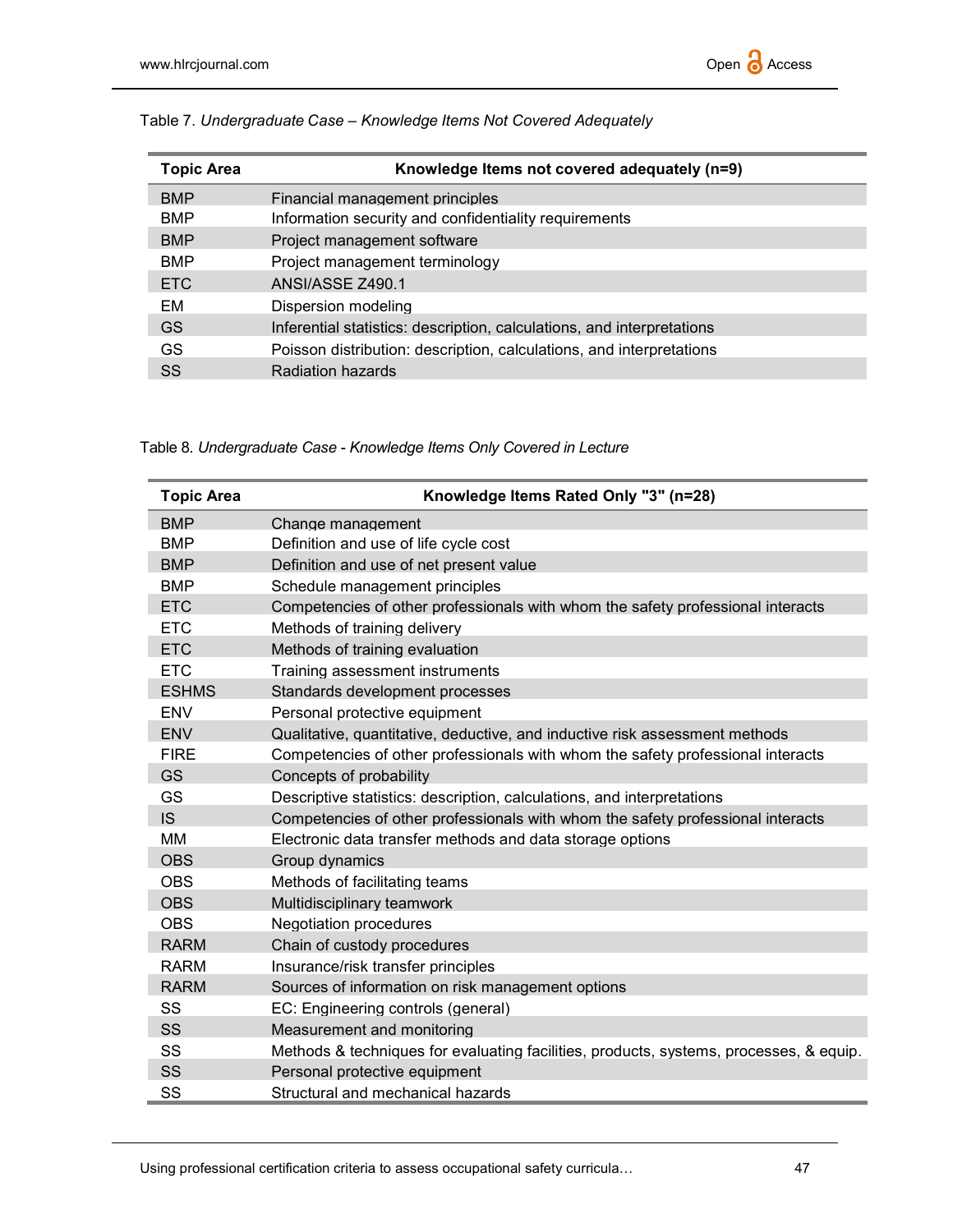Table 7. *Undergraduate Case – Knowledge Items Not Covered Adequately*

| Topic Area | Knowledge Items not covered adequately (n=9) |
|---|---|
| BMP | Financial management principles |
| BMP | Information security and confidentiality requirements |
| BMP | Project management software |
| BMP | Project management terminology |
| ETC | ANSI/ASSE Z490.1 |
| EM | Dispersion modeling |
| GS | Inferential statistics: description, calculations, and interpretations |
| GS | Poisson distribution: description, calculations, and interpretations |
| SS | Radiation hazards |

Table 8. *Undergraduate Case - Knowledge Items Only Covered in Lecture*

| Topic Area | Knowledge Items Rated Only "3" (n=28) |
|---|---|
| BMP | Change management |
| BMP | Definition and use of life cycle cost |
| BMP | Definition and use of net present value |
| BMP | Schedule management principles |
| ETC | Competencies of other professionals with whom the safety professional interacts |
| ETC | Methods of training delivery |
| ETC | Methods of training evaluation |
| ETC | Training assessment instruments |
| ESHMS | Standards development processes |
| ENV | Personal protective equipment |
| ENV | Qualitative, quantitative, deductive, and inductive risk assessment methods |
| FIRE | Competencies of other professionals with whom the safety professional interacts |
| GS | Concepts of probability |
| GS | Descriptive statistics: description, calculations, and interpretations |
| IS | Competencies of other professionals with whom the safety professional interacts |
| MM | Electronic data transfer methods and data storage options |
| OBS | Group dynamics |
| OBS | Methods of facilitating teams |
| OBS | Multidisciplinary teamwork |
| OBS | Negotiation procedures |
| RARM | Chain of custody procedures |
| RARM | Insurance/risk transfer principles |
| RARM | Sources of information on risk management options |
| SS | EC: Engineering controls (general) |
| SS | Measurement and monitoring |
| SS | Methods & techniques for evaluating facilities, products, systems, processes, & equip. |
| SS | Personal protective equipment |
| SS | Structural and mechanical hazards |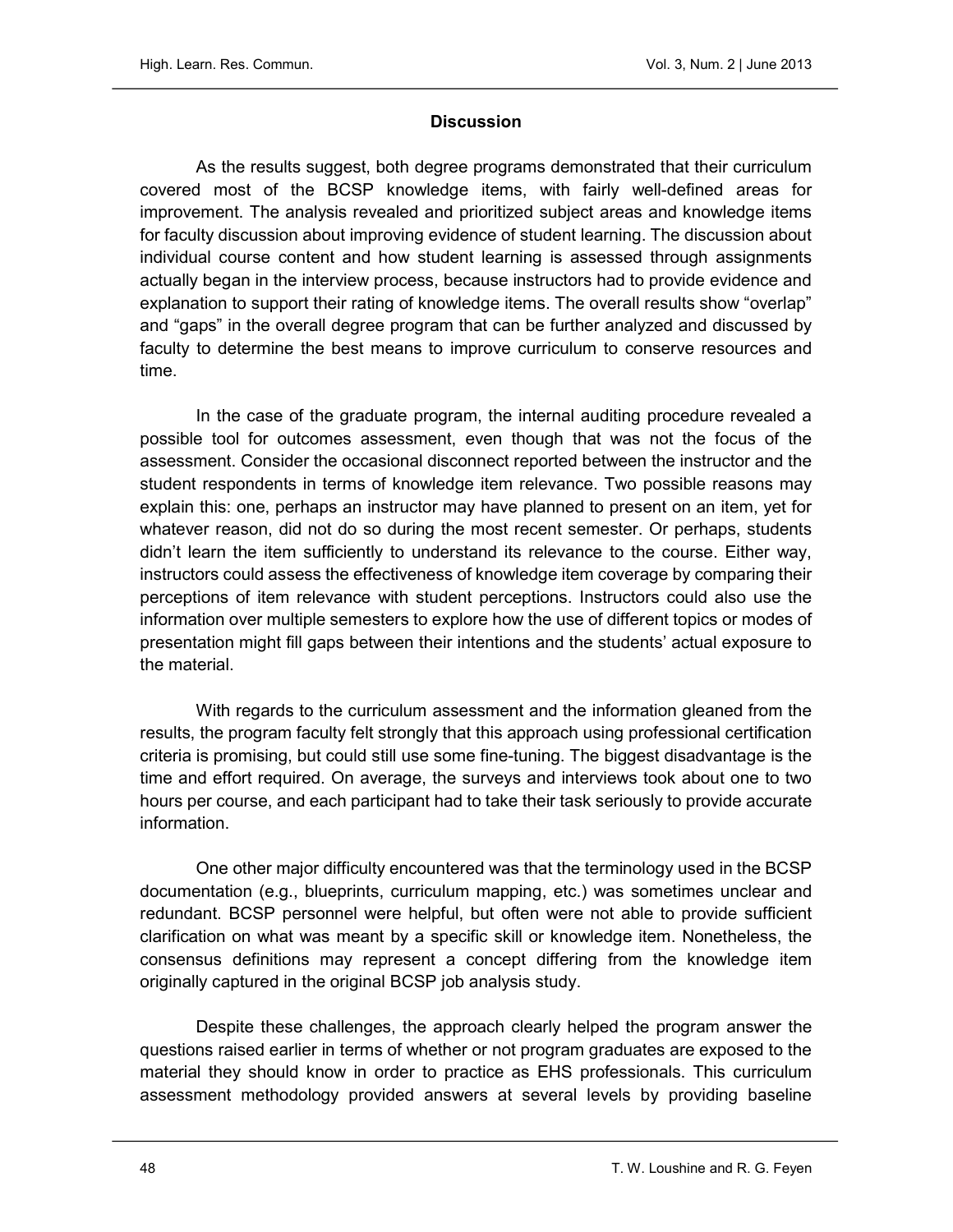## Discussion

As the results suggest, both degree programs demonstrated that their curriculum covered most of the BCSP knowledge items, with fairly well-defined areas for improvement. The analysis revealed and prioritized subject areas and knowledge items for faculty discussion about improving evidence of student learning. The discussion about individual course content and how student learning is assessed through assignments actually began in the interview process, because instructors had to provide evidence and explanation to support their rating of knowledge items. The overall results show "overlap" and "gaps" in the overall degree program that can be further analyzed and discussed by faculty to determine the best means to improve curriculum to conserve resources and time.

In the case of the graduate program, the internal auditing procedure revealed a possible tool for outcomes assessment, even though that was not the focus of the assessment. Consider the occasional disconnect reported between the instructor and the student respondents in terms of knowledge item relevance. Two possible reasons may explain this: one, perhaps an instructor may have planned to present on an item, yet for whatever reason, did not do so during the most recent semester. Or perhaps, students didn't learn the item sufficiently to understand its relevance to the course. Either way, instructors could assess the effectiveness of knowledge item coverage by comparing their perceptions of item relevance with student perceptions. Instructors could also use the information over multiple semesters to explore how the use of different topics or modes of presentation might fill gaps between their intentions and the students' actual exposure to the material.

With regards to the curriculum assessment and the information gleaned from the results, the program faculty felt strongly that this approach using professional certification criteria is promising, but could still use some fine-tuning. The biggest disadvantage is the time and effort required. On average, the surveys and interviews took about one to two hours per course, and each participant had to take their task seriously to provide accurate information.

One other major difficulty encountered was that the terminology used in the BCSP documentation (e.g., blueprints, curriculum mapping, etc.) was sometimes unclear and redundant. BCSP personnel were helpful, but often were not able to provide sufficient clarification on what was meant by a specific skill or knowledge item. Nonetheless, the consensus definitions may represent a concept differing from the knowledge item originally captured in the original BCSP job analysis study.

Despite these challenges, the approach clearly helped the program answer the questions raised earlier in terms of whether or not program graduates are exposed to the material they should know in order to practice as EHS professionals. This curriculum assessment methodology provided answers at several levels by providing baseline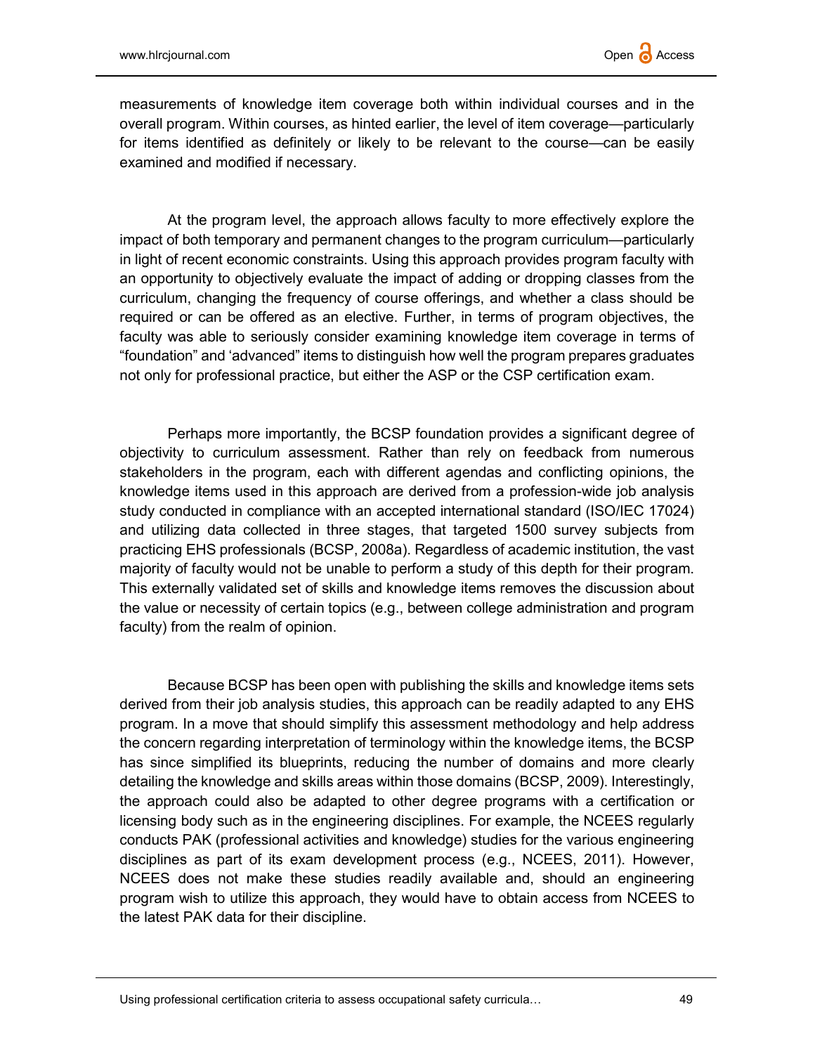measurements of knowledge item coverage both within individual courses and in the overall program. Within courses, as hinted earlier, the level of item coverage—particularly for items identified as definitely or likely to be relevant to the course—can be easily examined and modified if necessary.

At the program level, the approach allows faculty to more effectively explore the impact of both temporary and permanent changes to the program curriculum—particularly in light of recent economic constraints. Using this approach provides program faculty with an opportunity to objectively evaluate the impact of adding or dropping classes from the curriculum, changing the frequency of course offerings, and whether a class should be required or can be offered as an elective. Further, in terms of program objectives, the faculty was able to seriously consider examining knowledge item coverage in terms of "foundation" and 'advanced" items to distinguish how well the program prepares graduates not only for professional practice, but either the ASP or the CSP certification exam.

Perhaps more importantly, the BCSP foundation provides a significant degree of objectivity to curriculum assessment. Rather than rely on feedback from numerous stakeholders in the program, each with different agendas and conflicting opinions, the knowledge items used in this approach are derived from a profession-wide job analysis study conducted in compliance with an accepted international standard (ISO/IEC 17024) and utilizing data collected in three stages, that targeted 1500 survey subjects from practicing EHS professionals (BCSP, 2008a). Regardless of academic institution, the vast majority of faculty would not be unable to perform a study of this depth for their program. This externally validated set of skills and knowledge items removes the discussion about the value or necessity of certain topics (e.g., between college administration and program faculty) from the realm of opinion.

Because BCSP has been open with publishing the skills and knowledge items sets derived from their job analysis studies, this approach can be readily adapted to any EHS program. In a move that should simplify this assessment methodology and help address the concern regarding interpretation of terminology within the knowledge items, the BCSP has since simplified its blueprints, reducing the number of domains and more clearly detailing the knowledge and skills areas within those domains (BCSP, 2009). Interestingly, the approach could also be adapted to other degree programs with a certification or licensing body such as in the engineering disciplines. For example, the NCEES regularly conducts PAK (professional activities and knowledge) studies for the various engineering disciplines as part of its exam development process (e.g., NCEES, 2011). However, NCEES does not make these studies readily available and, should an engineering program wish to utilize this approach, they would have to obtain access from NCEES to the latest PAK data for their discipline.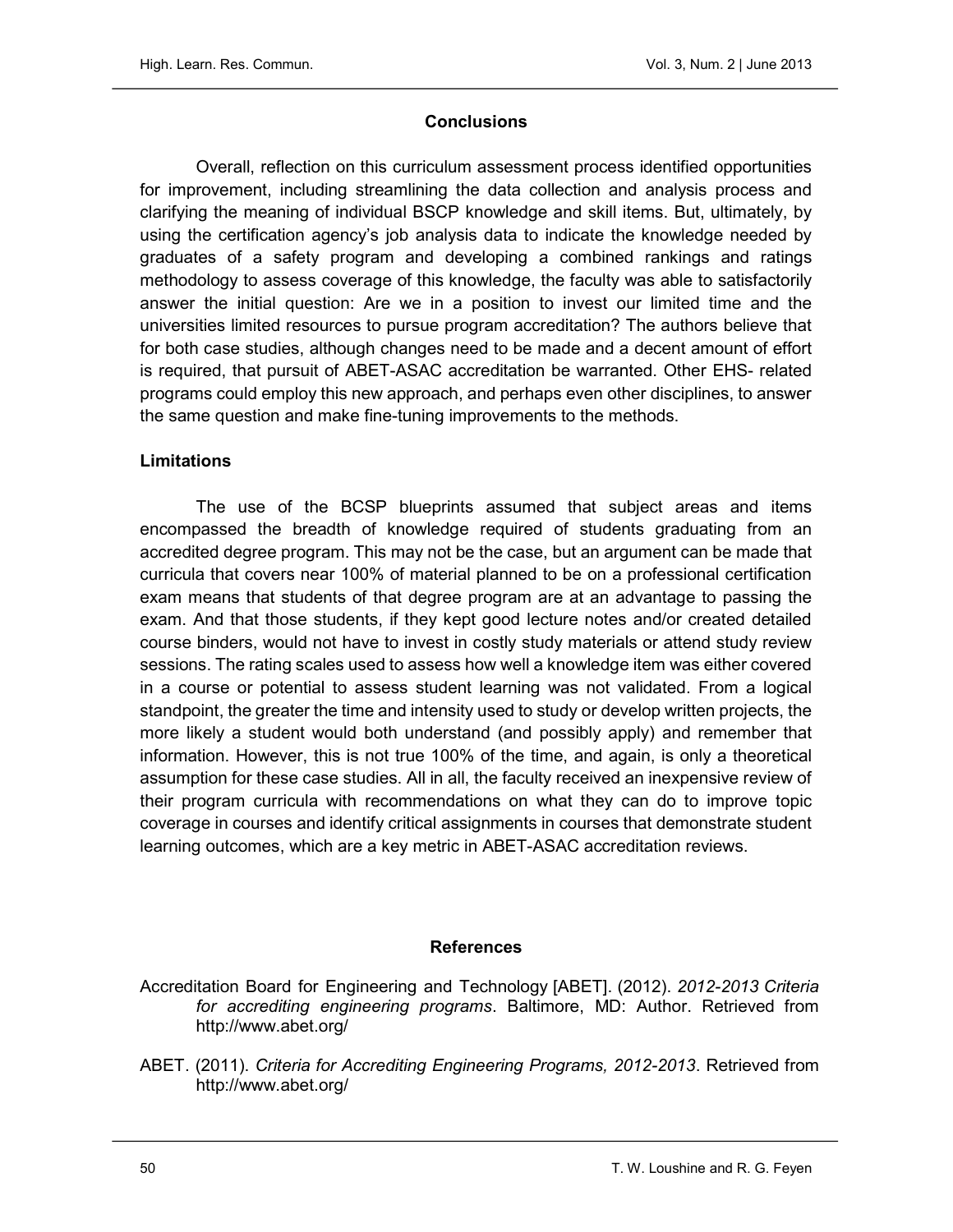## Conclusions

Overall, reflection on this curriculum assessment process identified opportunities for improvement, including streamlining the data collection and analysis process and clarifying the meaning of individual BSCP knowledge and skill items. But, ultimately, by using the certification agency's job analysis data to indicate the knowledge needed by graduates of a safety program and developing a combined rankings and ratings methodology to assess coverage of this knowledge, the faculty was able to satisfactorily answer the initial question: Are we in a position to invest our limited time and the universities limited resources to pursue program accreditation? The authors believe that for both case studies, although changes need to be made and a decent amount of effort is required, that pursuit of ABET-ASAC accreditation be warranted. Other EHS- related programs could employ this new approach, and perhaps even other disciplines, to answer the same question and make fine-tuning improvements to the methods.

## Limitations

The use of the BCSP blueprints assumed that subject areas and items encompassed the breadth of knowledge required of students graduating from an accredited degree program. This may not be the case, but an argument can be made that curricula that covers near 100% of material planned to be on a professional certification exam means that students of that degree program are at an advantage to passing the exam. And that those students, if they kept good lecture notes and/or created detailed course binders, would not have to invest in costly study materials or attend study review sessions. The rating scales used to assess how well a knowledge item was either covered in a course or potential to assess student learning was not validated. From a logical standpoint, the greater the time and intensity used to study or develop written projects, the more likely a student would both understand (and possibly apply) and remember that information. However, this is not true 100% of the time, and again, is only a theoretical assumption for these case studies. All in all, the faculty received an inexpensive review of their program curricula with recommendations on what they can do to improve topic coverage in courses and identify critical assignments in courses that demonstrate student learning outcomes, which are a key metric in ABET-ASAC accreditation reviews.

## References

Accreditation Board for Engineering and Technology [ABET]. (2012). *2012-2013 Criteria for accrediting engineering programs*. Baltimore, MD: Author. Retrieved from http://www.abet.org/

ABET. (2011). *Criteria for Accrediting Engineering Programs, 2012-2013*. Retrieved from http://www.abet.org/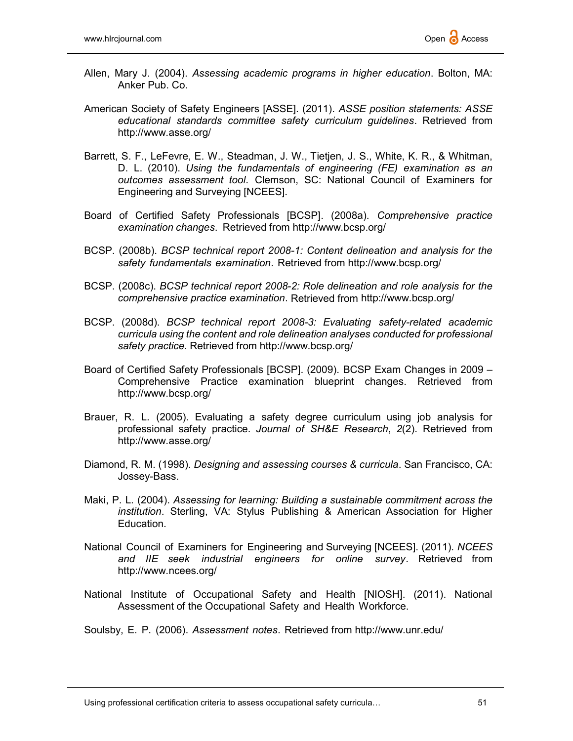Allen, Mary J. (2004). *Assessing academic programs in higher education*. Bolton, MA: Anker Pub. Co.

American Society of Safety Engineers [ASSE]. (2011). *ASSE position statements: ASSE educational standards committee safety curriculum guidelines*. Retrieved from http://www.asse.org/

Barrett, S. F., LeFevre, E. W., Steadman, J. W., Tietjen, J. S., White, K. R., & Whitman, D. L. (2010). *Using the fundamentals of engineering (FE) examination as an outcomes assessment tool*. Clemson, SC: National Council of Examiners for Engineering and Surveying [NCEES].

Board of Certified Safety Professionals [BCSP]. (2008a). *Comprehensive practice examination changes*. Retrieved from http://www.bcsp.org/

BCSP. (2008b). *BCSP technical report 2008-1: Content delineation and analysis for the safety fundamentals examination*. Retrieved from http://www.bcsp.org/

BCSP. (2008c). *BCSP technical report 2008-2: Role delineation and role analysis for the comprehensive practice examination*. Retrieved from http://www.bcsp.org/

BCSP. (2008d). *BCSP technical report 2008-3: Evaluating safety-related academic curricula using the content and role delineation analyses conducted for professional safety practice.* Retrieved from http://www.bcsp.org/

Board of Certified Safety Professionals [BCSP]. (2009). BCSP Exam Changes in 2009 – Comprehensive Practice examination blueprint changes. Retrieved from http://www.bcsp.org/

Brauer, R. L. (2005). Evaluating a safety degree curriculum using job analysis for professional safety practice. *Journal of SH&E Research*, *2*(2). Retrieved from http://www.asse.org/

Diamond, R. M. (1998). *Designing and assessing courses & curricula*. San Francisco, CA: Jossey-Bass.

Maki, P. L. (2004). *Assessing for learning: Building a sustainable commitment across the institution*. Sterling, VA: Stylus Publishing & American Association for Higher Education.

National Council of Examiners for Engineering and Surveying [NCEES]. (2011). *NCEES and IIE seek industrial engineers for online survey*. Retrieved from http://www.ncees.org/

National Institute of Occupational Safety and Health [NIOSH]. (2011). National Assessment of the Occupational Safety and Health Workforce.

Soulsby, E. P. (2006). *Assessment notes*. Retrieved from http://www.unr.edu/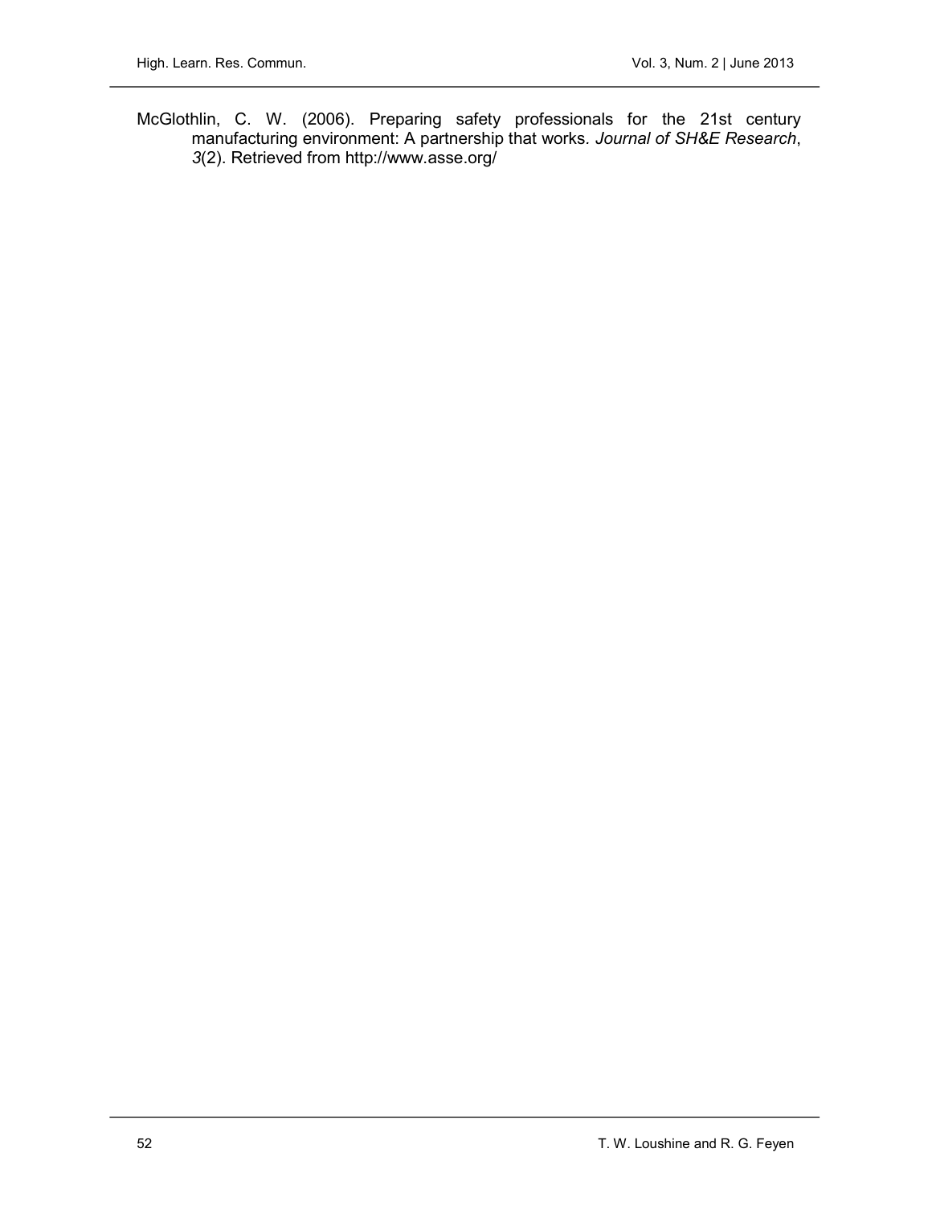McGlothlin, C. W. (2006). Preparing safety professionals for the 21st century manufacturing environment: A partnership that works. *Journal of SH&E Research*, *3*(2). Retrieved from http://www.asse.org/